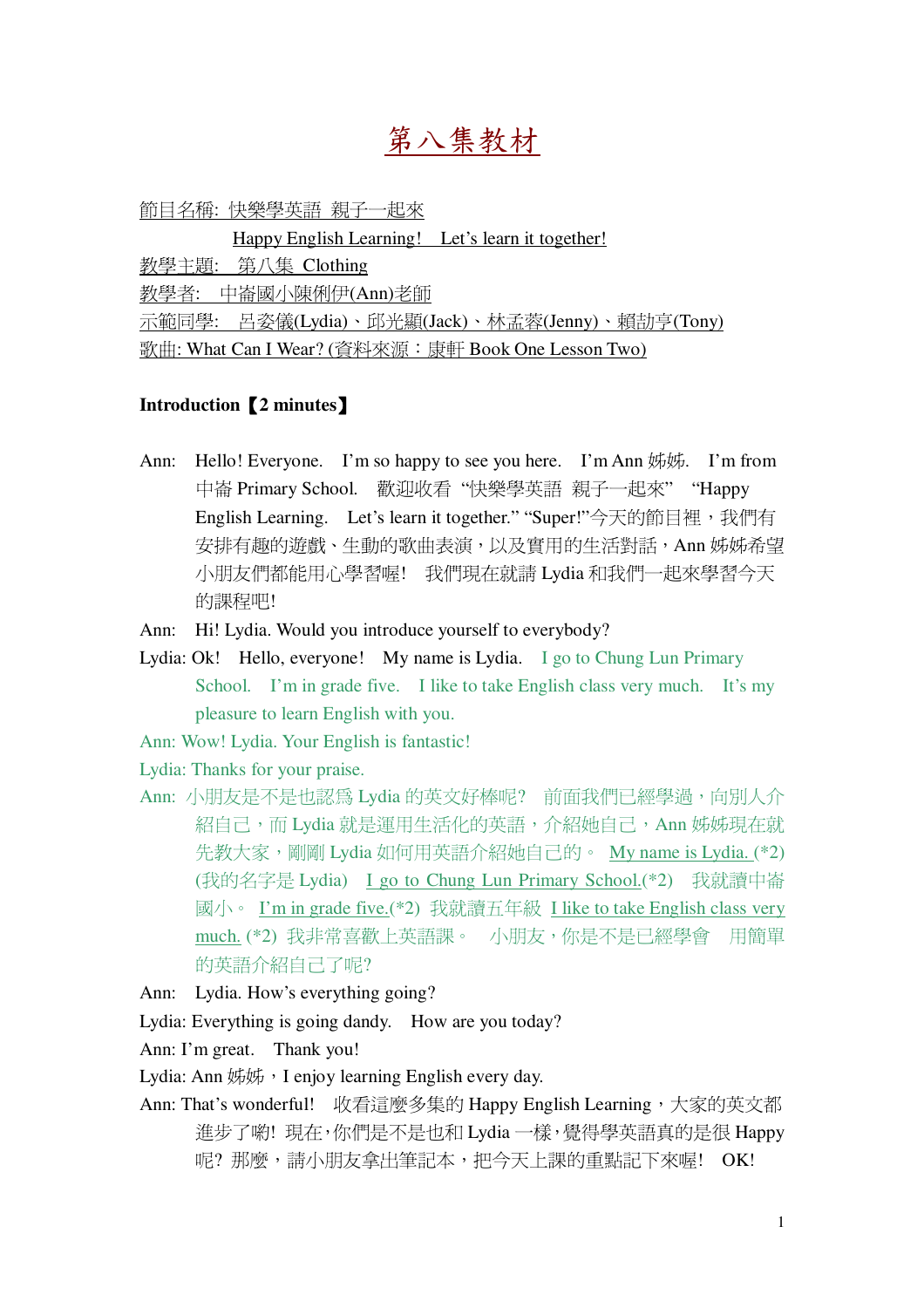# 第八集教材

節目名稱: 快樂學英語 親子一起來

Happy English Learning!　Let's learn it together!

教學主題:　第八集 Clothing

教學者:　中崙國小陳俐伊(Ann)老師

示範同學:　呂姿儀(Lydia)、邱光顯(Jack)、林孟蓉(Jenny)、賴劼亨(Tony)

歌曲: What Can I Wear? (資料來源：康軒 Book One Lesson Two)

**Introduction【2 minutes】**

Ann:　Hello! Everyone.　I'm so happy to see you here.　I'm Ann 姊姊.　I'm from 中崙 Primary School.　歡迎收看 "快樂學英語 親子一起來" "Happy English Learning.　Let's learn it together." "Super!"今天的節目裡，我們有安排有趣的遊戲、生動的歌曲表演，以及實用的生活對話，Ann 姊姊希望小朋友們都能用心學習喔!　我們現在就請 Lydia 和我們一起來學習今天的課程吧!

Ann:　Hi! Lydia. Would you introduce yourself to everybody?

Lydia: Ok!　Hello, everyone!　My name is Lydia.　I go to Chung Lun Primary School.　I'm in grade five.　I like to take English class very much.　It's my pleasure to learn English with you.

Ann: Wow! Lydia. Your English is fantastic!

Lydia: Thanks for your praise.

Ann: 小朋友是不是也認爲 Lydia 的英文好棒呢?　前面我們已經學過，向別人介紹自己，而 Lydia 就是運用生活化的英語，介紹她自己，Ann 姊姊現在就先教大家，剛剛 Lydia 如何用英語介紹她自己的。 My name is Lydia. (*2) (我的名字是 Lydia)　I go to Chung Lun Primary School.(*2)　我就讀中崙國小。 I'm in grade five.(*2) 我就讀五年級 I like to take English class very much. (*2) 我非常喜歡上英語課。　小朋友，你是不是已經學會　用簡單的英語介紹自己了呢?

Ann:　Lydia. How's everything going?

Lydia: Everything is going dandy.　How are you today?

Ann: I'm great.　Thank you!

Lydia: Ann 姊姊，I enjoy learning English every day.

Ann: That's wonderful!　收看這麼多集的 Happy English Learning，大家的英文都進步了喲! 現在,你們是不是也和 Lydia 一樣，覺得學英語真的是很 Happy 呢? 那麼，請小朋友拿出筆記本，把今天上課的重點記下來喔!　OK!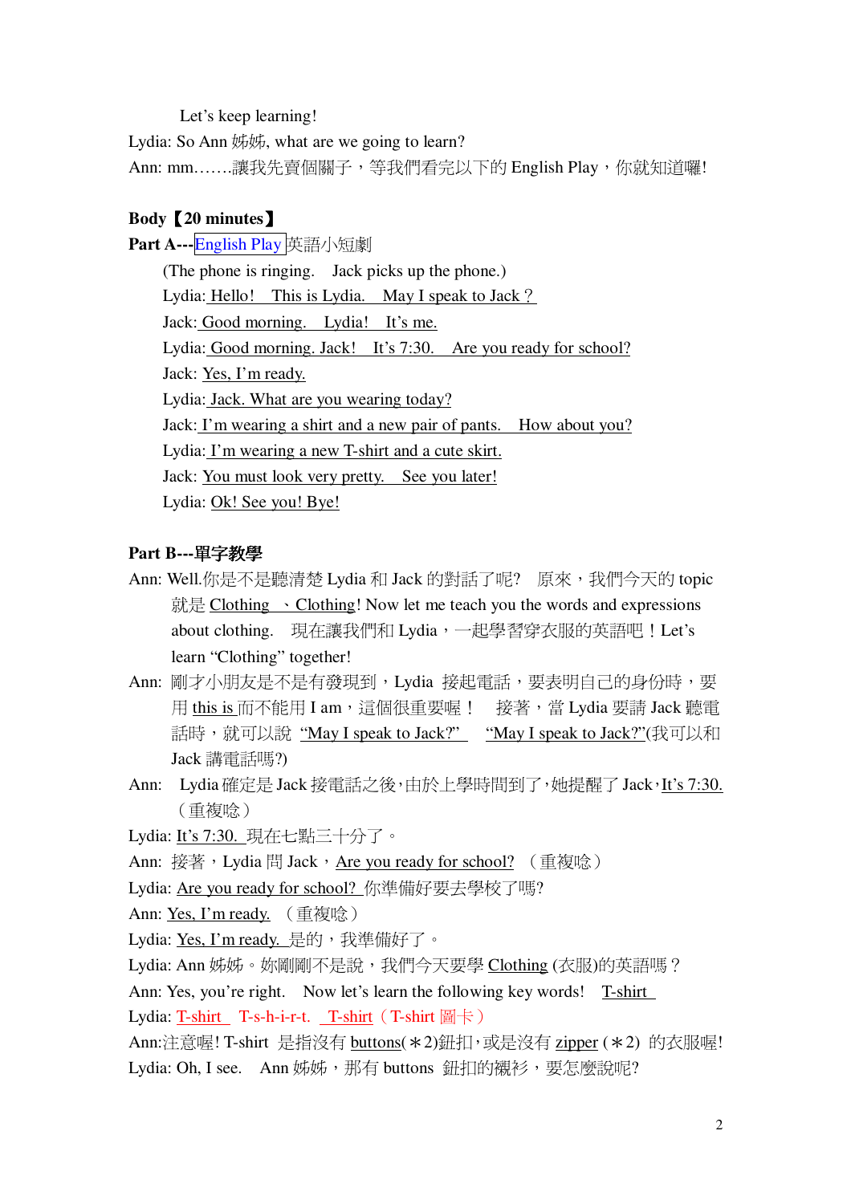Let's keep learning!

Lydia: So Ann 姊姊, what are we going to learn?

Ann: mm…….讓我先賣個關子，等我們看完以下的 English Play，你就知道囉!

**Body【20 minutes】**

**Part A---**English Play 英語小短劇

(The phone is ringing. Jack picks up the phone.)

Lydia: Hello! This is Lydia. May I speak to Jack？

Jack: Good morning. Lydia! It's me.

Lydia: Good morning. Jack! It's 7:30. Are you ready for school?

Jack: Yes, I'm ready.

Lydia: Jack. What are you wearing today?

Jack: I'm wearing a shirt and a new pair of pants. How about you?

Lydia: I'm wearing a new T-shirt and a cute skirt.

Jack: You must look very pretty. See you later!

Lydia: Ok! See you! Bye!

**Part B---單字教學**

Ann: Well.你是不是聽清楚 Lydia 和 Jack 的對話了呢? 原來，我們今天的 topic 就是 Clothing 、Clothing! Now let me teach you the words and expressions about clothing. 現在讓我們和 Lydia，一起學習穿衣服的英語吧！Let's learn "Clothing" together!

Ann: 剛才小朋友是不是有發現到，Lydia 接起電話，要表明自己的身份時，要用 this is 而不能用 I am，這個很重要喔！ 接著，當 Lydia 要請 Jack 聽電話時，就可以說 "May I speak to Jack?" "May I speak to Jack?"(我可以和 Jack 講電話嗎?)

Ann: Lydia 確定是 Jack 接電話之後，由於上學時間到了，她提醒了 Jack，It's 7:30.（重複唸）

Lydia: It's 7:30. 現在七點三十分了。

Ann: 接著，Lydia 問 Jack，Are you ready for school? （重複唸）

Lydia: Are you ready for school? 你準備好要去學校了嗎?

Ann: Yes, I'm ready. （重複唸）

Lydia: Yes, I'm ready. 是的，我準備好了。

Lydia: Ann 姊姊。妳剛剛不是說，我們今天要學 Clothing (衣服)的英語嗎？

Ann: Yes, you're right. Now let's learn the following key words! T-shirt

Lydia: T-shirt T-s-h-i-r-t. T-shirt（T-shirt 圖卡）

Ann:注意喔! T-shirt 是指沒有 buttons(＊2)鈕扣，或是沒有 zipper (＊2) 的衣服喔!

Lydia: Oh, I see. Ann 姊姊，那有 buttons 鈕扣的襯衫，要怎麼說呢?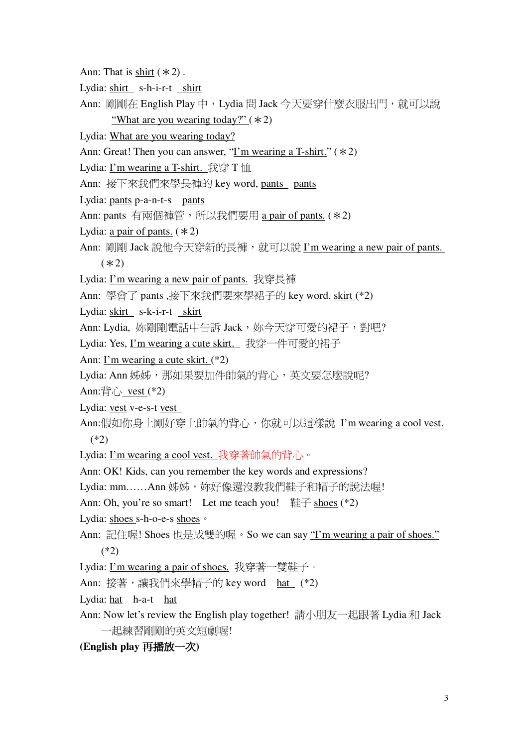Ann: That is shirt (＊2) .

Lydia: shirt  s-h-i-r-t  shirt

Ann: 剛剛在 English Play 中，Lydia 問 Jack 今天要穿什麼衣服出門，就可以說 "What are you wearing today?" (＊2)

Lydia: What are you wearing today?

Ann: Great! Then you can answer, "I'm wearing a T-shirt." (＊2)

Lydia: I'm wearing a T-shirt. 我穿 T 恤

Ann: 接下來我們來學長褲的 key word, pants  pants

Lydia: pants p-a-n-t-s  pants

Ann: pants 有兩個褲管，所以我們要用 a pair of pants. (＊2)

Lydia: a pair of pants. (＊2)

Ann: 剛剛 Jack 說他今天穿新的長褲，就可以說 I'm wearing a new pair of pants. (＊2)

Lydia: I'm wearing a new pair of pants. 我穿長褲

Ann: 學會了 pants ,接下來我們要來學裙子的 key word. skirt (*2)

Lydia: skirt  s-k-i-r-t  skirt

Ann: Lydia, 妳剛剛電話中告訴 Jack，妳今天穿可愛的裙子，對吧?

Lydia: Yes, I'm wearing a cute skirt.  我穿一件可愛的裙子

Ann: I'm wearing a cute skirt. (*2)

Lydia: Ann 姊姊，那如果要加件帥氣的背心，英文要怎麼說呢?

Ann:背心 vest (*2)

Lydia: vest v-e-s-t vest

Ann:假如你身上剛好穿上帥氣的背心，你就可以這樣說 I'm wearing a cool vest. (*2)

Lydia: I'm wearing a cool vest. 我穿著帥氣的背心。

Ann: OK! Kids, can you remember the key words and expressions?

Lydia: mm……Ann 姊姊，妳好像還沒教我們鞋子和帽子的說法喔!

Ann: Oh, you're so smart!  Let me teach you!  鞋子 shoes (*2)

Lydia: shoes s-h-o-e-s shoes。

Ann: 記住喔! Shoes 也是成雙的喔。So we can say "I'm wearing a pair of shoes." (*2)

Lydia: I'm wearing a pair of shoes. 我穿著一雙鞋子。

Ann: 接著，讓我們來學帽子的 key word  hat  (*2)

Lydia: hat  h-a-t  hat

Ann: Now let's review the English play together! 請小朋友一起跟著 Lydia 和 Jack 一起練習剛剛的英文短劇喔!

**(English play 再播放一次)**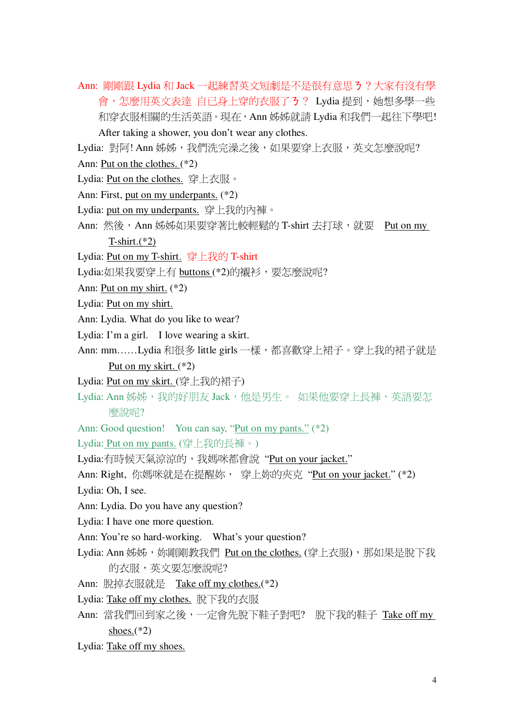Ann: 剛剛跟 Lydia 和 Jack 一起練習英文短劇是不是很有意思ㄋ？大家有沒有學會，怎麼用英文表達 自已身上穿的衣服了ㄋ？ Lydia 提到，她想多學一些和穿衣服相關的生活英語。現在，Ann 姊姊就請 Lydia 和我們一起往下學吧! After taking a shower, you don't wear any clothes.

Lydia: 對阿! Ann 姊姊，我們洗完澡之後，如果要穿上衣服，英文怎麼說呢?

Ann: Put on the clothes. (*2)

Lydia: Put on the clothes. 穿上衣服。

Ann: First, put on my underpants. (*2)

Lydia: put on my underpants. 穿上我的內褲。

Ann: 然後，Ann 姊姊如果要穿著比較輕鬆的 T-shirt 去打球，就要 Put on my T-shirt.(*2)

Lydia: Put on my T-shirt. 穿上我的 T-shirt

Lydia:如果我要穿上有 buttons (*2)的襯衫，要怎麼說呢?

Ann: Put on my shirt. (*2)

Lydia: Put on my shirt.

Ann: Lydia. What do you like to wear?

Lydia: I'm a girl. I love wearing a skirt.

Ann: mm……Lydia 和很多 little girls 一樣，都喜歡穿上裙子。穿上我的裙子就是 Put on my skirt. (*2)

Lydia: Put on my skirt. (穿上我的裙子)

Lydia: Ann 姊姊，我的好朋友 Jack，他是男生。 如果他要穿上長褲，英語要怎麼說呢?

Ann: Good question! You can say, "Put on my pants." (*2)

Lydia: Put on my pants. (穿上我的長褲。)

Lydia:有時候天氣涼涼的，我媽咪都會說 "Put on your jacket."

Ann: Right, 你媽咪就是在提醒妳， 穿上妳的夾克 "Put on your jacket." (*2)

Lydia: Oh, I see.

Ann: Lydia. Do you have any question?

Lydia: I have one more question.

Ann: You're so hard-working. What's your question?

Lydia: Ann 姊姊，妳剛剛教我們 Put on the clothes. (穿上衣服)，那如果是脫下我的衣服，英文要怎麼說呢?

Ann: 脫掉衣服就是 Take off my clothes.(*2)

Lydia: Take off my clothes. 脫下我的衣服

Ann: 當我們回到家之後，一定會先脫下鞋子對吧? 脫下我的鞋子 Take off my shoes.(*2)

Lydia: Take off my shoes.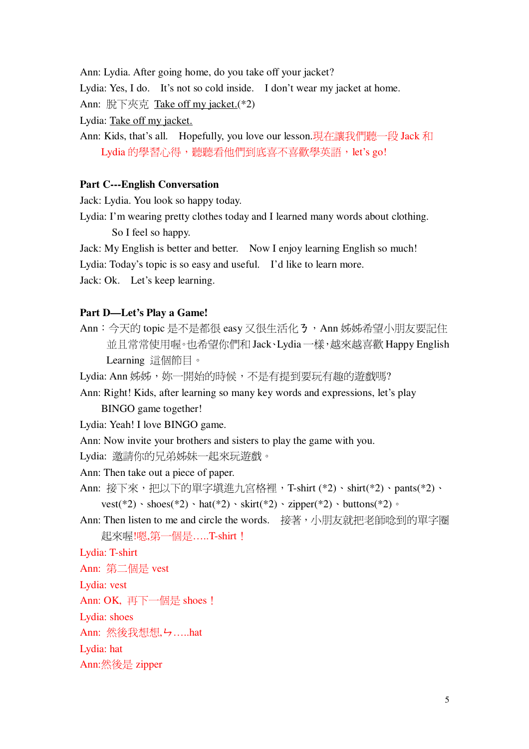Ann: Lydia. After going home, do you take off your jacket?

Lydia: Yes, I do. It's not so cold inside. I don't wear my jacket at home.

Ann: 脫下夾克 Take off my jacket.(*2)

Lydia: Take off my jacket.

Ann: Kids, that's all. Hopefully, you love our lesson.現在讓我們聽一段 Jack 和 Lydia 的學習心得，聽聽看他們到底喜不喜歡學英語，let's go!

**Part C---English Conversation**

Jack: Lydia. You look so happy today.

Lydia: I'm wearing pretty clothes today and I learned many words about clothing. So I feel so happy.

Jack: My English is better and better. Now I enjoy learning English so much!

Lydia: Today's topic is so easy and useful. I'd like to learn more.

Jack: Ok. Let's keep learning.

**Part D—Let's Play a Game!**

Ann：今天的 topic 是不是都很 easy 又很生活化ㄋ，Ann 姊姊希望小朋友要記住並且常常使用喔。也希望你們和 Jack、Lydia 一樣，越來越喜歡 Happy English Learning 這個節目。

Lydia: Ann 姊姊，妳一開始的時候，不是有提到要玩有趣的遊戲嗎?

Ann: Right! Kids, after learning so many key words and expressions, let's play BINGO game together!

Lydia: Yeah! I love BINGO game.

Ann: Now invite your brothers and sisters to play the game with you.

Lydia: 邀請你的兄弟姊妹一起來玩遊戲。

Ann: Then take out a piece of paper.

Ann: 接下來，把以下的單字填進九宮格裡，T-shirt (*2)、shirt(*2)、pants(*2)、vest(*2)、shoes(*2)、hat(*2)、skirt(*2)、zipper(*2)、buttons(*2)。

Ann: Then listen to me and circle the words. 接著，小朋友就把老師唸到的單字圈起來喔!嗯,第一個是…..T-shirt！

Lydia: T-shirt

Ann: 第二個是 vest

Lydia: vest

Ann: OK, 再下一個是 shoes！

Lydia: shoes

Ann: 然後我想想,ㄣ…..hat

Lydia: hat

Ann:然後是 zipper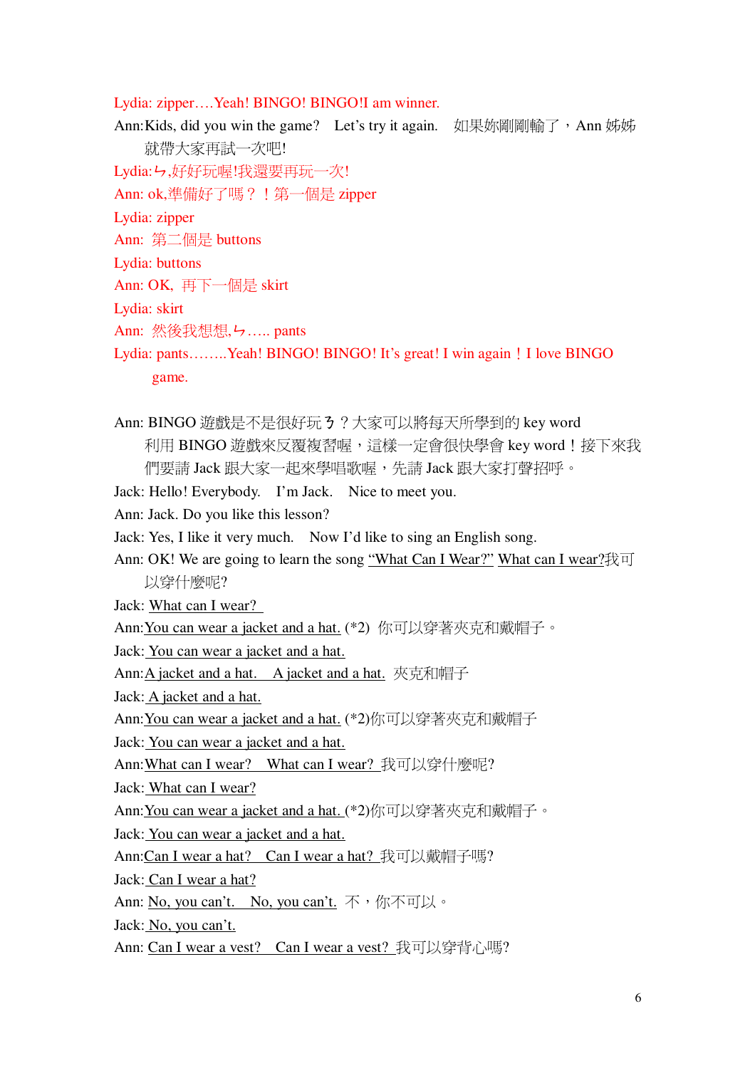Lydia: zipper….Yeah! BINGO! BINGO!I am winner.

Ann:Kids, did you win the game?　Let's try it again.　如果妳剛剛輸了，Ann 姊姊就帶大家再試一次吧!

Lydia:ㄅ,好好玩喔!我還要再玩一次!

Ann: ok,準備好了嗎？！第一個是 zipper

Lydia: zipper

Ann: 第二個是 buttons

Lydia: buttons

Ann: OK, 再下一個是 skirt

Lydia: skirt

Ann: 然後我想想,ㄅ….. pants

Lydia: pants……..Yeah! BINGO! BINGO! It's great! I win again！I love BINGO game.

Ann: BINGO 遊戲是不是很好玩ㄋ？大家可以將每天所學到的 key word 利用 BINGO 遊戲來反覆複習喔，這樣一定會很快學會 key word！接下來我們要請 Jack 跟大家一起來學唱歌喔，先請 Jack 跟大家打聲招呼。

Jack: Hello! Everybody.　I'm Jack.　Nice to meet you.

Ann: Jack. Do you like this lesson?

Jack: Yes, I like it very much.　Now I'd like to sing an English song.

Ann: OK! We are going to learn the song <u>"What Can I Wear?"</u> <u>What can I wear?</u>我可以穿什麼呢?

Jack: <u>What can I wear?</u>

Ann:<u>You can wear a jacket and a hat.</u> (*2) 你可以穿著夾克和戴帽子。

Jack: <u>You can wear a jacket and a hat.</u>

Ann:<u>A jacket and a hat.</u>　<u>A jacket and a hat.</u> 夾克和帽子

Jack: <u>A jacket and a hat.</u>

Ann:<u>You can wear a jacket and a hat.</u> (*2)你可以穿著夾克和戴帽子

Jack: <u>You can wear a jacket and a hat.</u>

Ann:<u>What can I wear?</u>　<u>What can I wear?</u> 我可以穿什麼呢?

Jack: <u>What can I wear?</u>

Ann:<u>You can wear a jacket and a hat.</u> (*2)你可以穿著夾克和戴帽子。

Jack: <u>You can wear a jacket and a hat.</u>

Ann:<u>Can I wear a hat?</u>　<u>Can I wear a hat?</u> 我可以戴帽子嗎?

Jack: <u>Can I wear a hat?</u>

Ann: <u>No, you can't.</u>　<u>No, you can't.</u> 不，你不可以。

Jack: <u>No, you can't.</u>

Ann: <u>Can I wear a vest?</u>　<u>Can I wear a vest?</u> 我可以穿背心嗎?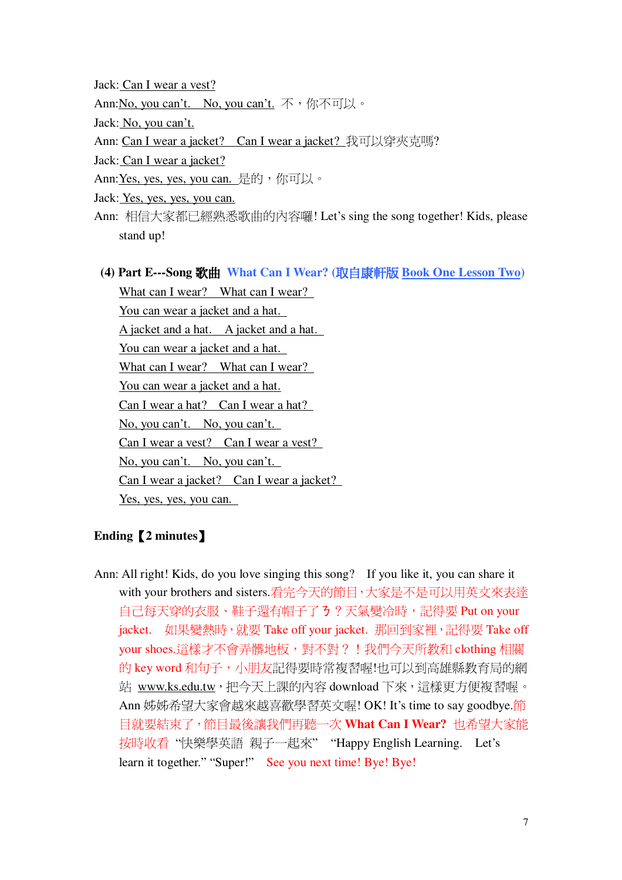Jack: Can I wear a vest?

Ann:No, you can't.　No, you can't. 不，你不可以。

Jack: No, you can't.

Ann: Can I wear a jacket?　Can I wear a jacket? 我可以穿夾克嗎?

Jack: Can I wear a jacket?

Ann:Yes, yes, yes, you can. 是的，你可以。

Jack: Yes, yes, yes, you can.

Ann: 相信大家都已經熟悉歌曲的內容囉! Let's sing the song together! Kids, please stand up!

**(4) Part E---Song 歌曲 What Can I Wear? (取自康軒版 Book One Lesson Two)**

What can I wear?　What can I wear?
You can wear a jacket and a hat.
A jacket and a hat.　A jacket and a hat.
You can wear a jacket and a hat.
What can I wear?　What can I wear?
You can wear a jacket and a hat.
Can I wear a hat?　Can I wear a hat?
No, you can't.　No, you can't.
Can I wear a vest?　Can I wear a vest?
No, you can't.　No, you can't.
Can I wear a jacket?　Can I wear a jacket?
Yes, yes, yes, you can.

**Ending【2 minutes】**

Ann: All right! Kids, do you love singing this song?　If you like it, you can share it with your brothers and sisters.看完今天的節目，大家是不是可以用英文來表達自己每天穿的衣服、鞋子還有帽子了ㄋ？天氣變冷時，記得要 Put on your jacket.　如果變熱時，就要 Take off your jacket. 那回到家裡，記得要 Take off your shoes.這樣才不會弄髒地板，對不對？！我們今天所教和 clothing 相關的 key word 和句子，小朋友記得要時常複習喔!也可以到高雄縣教育局的網站 www.ks.edu.tw，把今天上課的內容 download 下來，這樣更方便複習喔。Ann 姊姊希望大家會越來越喜歡學習英文喔! OK! It's time to say goodbye.節目就要結束了，節目最後讓我們再聽一次 **What Can I Wear?** 也希望大家能按時收看"快樂學英語 親子一起來" "Happy English Learning.　Let's learn it together." "Super!"　See you next time! Bye! Bye!